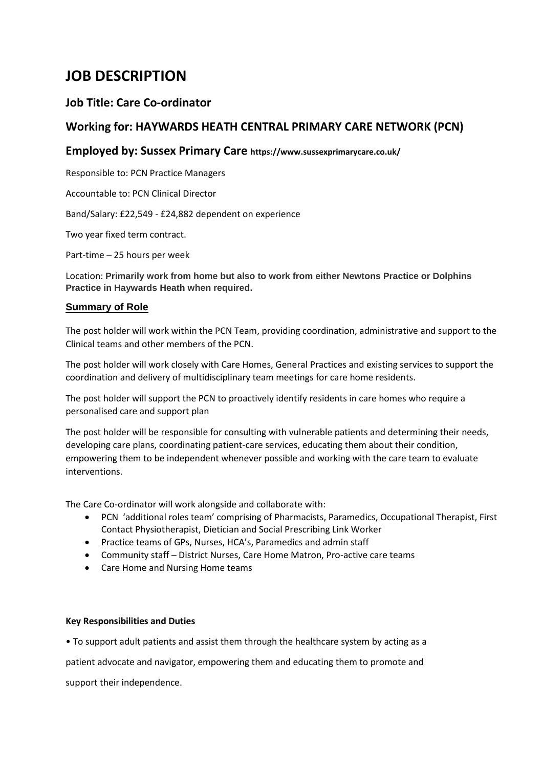# JOB DESCRIPTION

## Job Title: Care Co-ordinator

## Working for: HAYWARDS HEATH CENTRAL PRIMARY CARE NETWORK (PCN)

## Employed by: Sussex Primary Care https://www.sussexprimarycare.co.uk/

Responsible to: PCN Practice Managers

Accountable to: PCN Clinical Director

Band/Salary: £22,549 - £24,882 dependent on experience

Two year fixed term contract.

Part-time – 25 hours per week

Location: **Primarily work from home but also to work from either Newtons Practice or Dolphins Practice in Haywards Heath when required.**

### Summary of Role

The post holder will work within the PCN Team, providing coordination, administrative and support to the Clinical teams and other members of the PCN.

The post holder will work closely with Care Homes, General Practices and existing services to support the coordination and delivery of multidisciplinary team meetings for care home residents.

The post holder will support the PCN to proactively identify residents in care homes who require a personalised care and support plan

The post holder will be responsible for consulting with vulnerable patients and determining their needs, developing care plans, coordinating patient-care services, educating them about their condition, empowering them to be independent whenever possible and working with the care team to evaluate interventions.

The Care Co-ordinator will work alongside and collaborate with:

- PCN 'additional roles team' comprising of Pharmacists, Paramedics, Occupational Therapist, First Contact Physiotherapist, Dietician and Social Prescribing Link Worker
- Practice teams of GPs, Nurses, HCA's, Paramedics and admin staff
- Community staff – District Nurses, Care Home Matron, Pro-active care teams
- Care Home and Nursing Home teams

**Key Responsibilities and Duties**

• To support adult patients and assist them through the healthcare system by acting as a patient advocate and navigator, empowering them and educating them to promote and support their independence.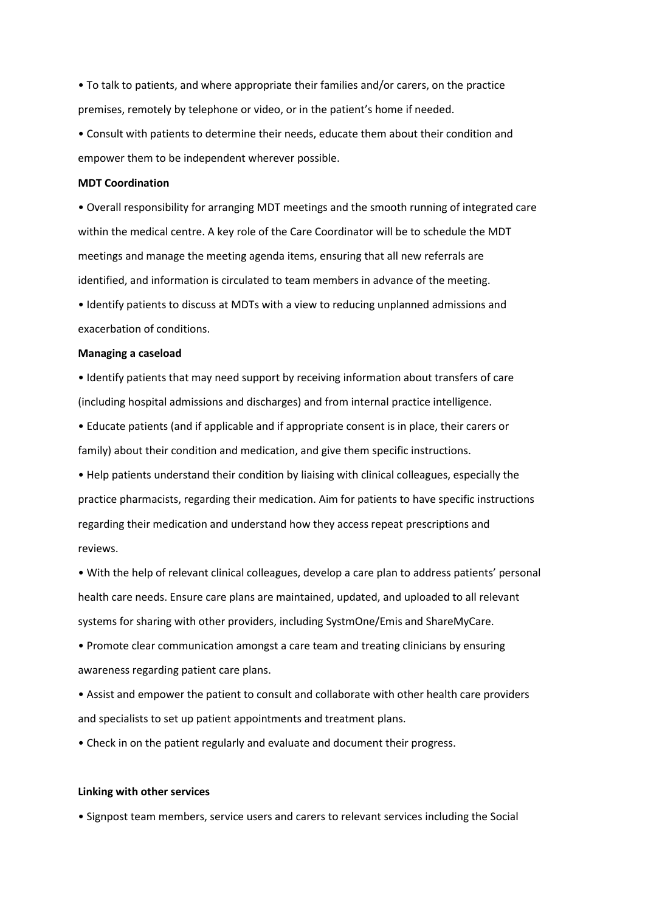- To talk to patients, and where appropriate their families and/or carers, on the practice premises, remotely by telephone or video, or in the patient's home if needed.
- Consult with patients to determine their needs, educate them about their condition and empower them to be independent wherever possible.

**MDT Coordination**

- Overall responsibility for arranging MDT meetings and the smooth running of integrated care within the medical centre. A key role of the Care Coordinator will be to schedule the MDT meetings and manage the meeting agenda items, ensuring that all new referrals are identified, and information is circulated to team members in advance of the meeting.
- Identify patients to discuss at MDTs with a view to reducing unplanned admissions and exacerbation of conditions.

**Managing a caseload**

- Identify patients that may need support by receiving information about transfers of care (including hospital admissions and discharges) and from internal practice intelligence.
- Educate patients (and if applicable and if appropriate consent is in place, their carers or family) about their condition and medication, and give them specific instructions.
- Help patients understand their condition by liaising with clinical colleagues, especially the practice pharmacists, regarding their medication. Aim for patients to have specific instructions regarding their medication and understand how they access repeat prescriptions and reviews.
- With the help of relevant clinical colleagues, develop a care plan to address patients' personal health care needs. Ensure care plans are maintained, updated, and uploaded to all relevant systems for sharing with other providers, including SystmOne/Emis and ShareMyCare.
- Promote clear communication amongst a care team and treating clinicians by ensuring awareness regarding patient care plans.
- Assist and empower the patient to consult and collaborate with other health care providers and specialists to set up patient appointments and treatment plans.
- Check in on the patient regularly and evaluate and document their progress.

**Linking with other services**

- Signpost team members, service users and carers to relevant services including the Social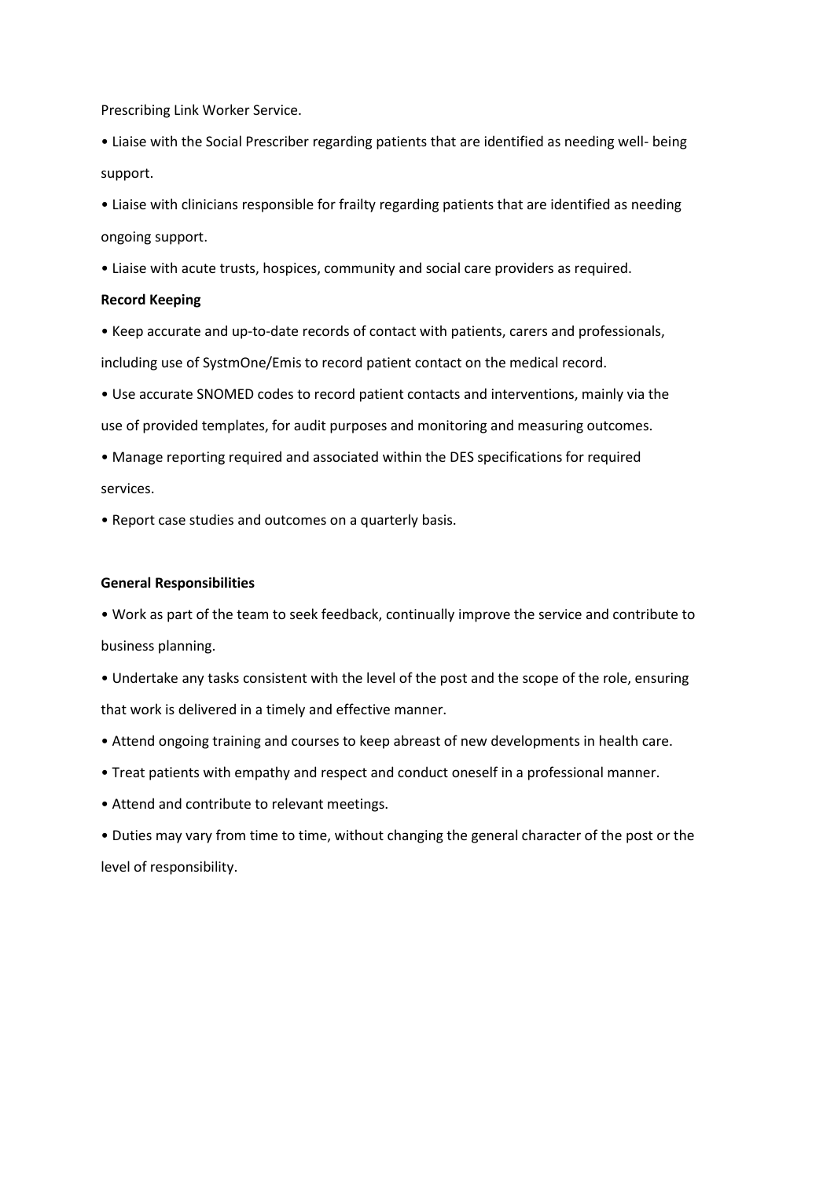Prescribing Link Worker Service.

- Liaise with the Social Prescriber regarding patients that are identified as needing well- being support.
- Liaise with clinicians responsible for frailty regarding patients that are identified as needing ongoing support.
- Liaise with acute trusts, hospices, community and social care providers as required.

**Record Keeping**

- Keep accurate and up-to-date records of contact with patients, carers and professionals, including use of SystmOne/Emis to record patient contact on the medical record.
- Use accurate SNOMED codes to record patient contacts and interventions, mainly via the use of provided templates, for audit purposes and monitoring and measuring outcomes.
- Manage reporting required and associated within the DES specifications for required services.
- Report case studies and outcomes on a quarterly basis.

**General Responsibilities**

- Work as part of the team to seek feedback, continually improve the service and contribute to business planning.
- Undertake any tasks consistent with the level of the post and the scope of the role, ensuring that work is delivered in a timely and effective manner.
- Attend ongoing training and courses to keep abreast of new developments in health care.
- Treat patients with empathy and respect and conduct oneself in a professional manner.
- Attend and contribute to relevant meetings.
- Duties may vary from time to time, without changing the general character of the post or the level of responsibility.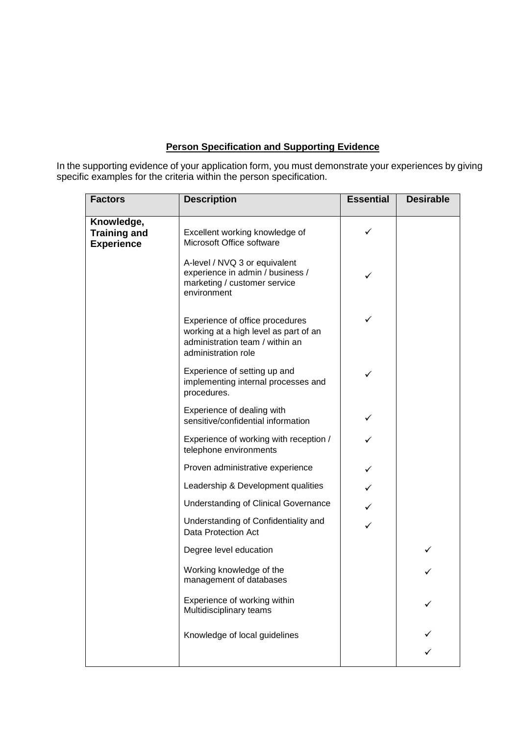**Person Specification and Supporting Evidence**

In the supporting evidence of your application form, you must demonstrate your experiences by giving specific examples for the criteria within the person specification.

| Factors | Description | Essential | Desirable |
|---|---|---|---|
| **Knowledge, Training and Experience** | Excellent working knowledge of Microsoft Office software | ✓ | |
| | A-level / NVQ 3 or equivalent experience in admin / business / marketing / customer service environment | ✓ | |
| | Experience of office procedures working at a high level as part of an administration team / within an administration role | ✓ | |
| | Experience of setting up and implementing internal processes and procedures. | ✓ | |
| | Experience of dealing with sensitive/confidential information | ✓ | |
| | Experience of working with reception / telephone environments | ✓ | |
| | Proven administrative experience | ✓ | |
| | Leadership & Development qualities | ✓ | |
| | Understanding of Clinical Governance | ✓ | |
| | Understanding of Confidentiality and Data Protection Act | ✓ | |
| | Degree level education | | ✓ |
| | Working knowledge of the management of databases | | ✓ |
| | Experience of working within Multidisciplinary teams | | ✓ |
| | Knowledge of local guidelines | | ✓ |
| | | | ✓ |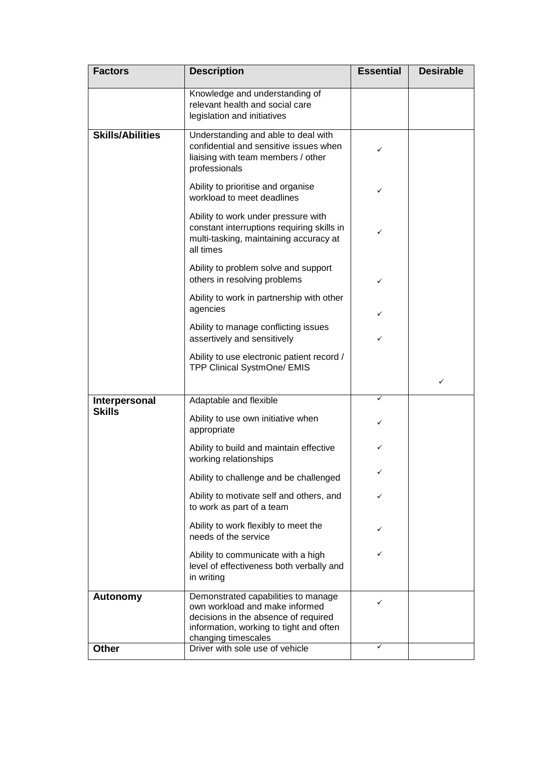| Factors | Description | Essential | Desirable |
|---|---|---|---|
| | Knowledge and understanding of relevant health and social care legislation and initiatives | | |
| **Skills/Abilities** | Understanding and able to deal with confidential and sensitive issues when liaising with team members / other professionals | ✓ | |
| | Ability to prioritise and organise workload to meet deadlines | ✓ | |
| | Ability to work under pressure with constant interruptions requiring skills in multi-tasking, maintaining accuracy at all times | ✓ | |
| | Ability to problem solve and support others in resolving problems | ✓ | |
| | Ability to work in partnership with other agencies | ✓ | |
| | Ability to manage conflicting issues assertively and sensitively | ✓ | |
| | Ability to use electronic patient record / TPP Clinical SystmOne/ EMIS | | ✓ |
| **Interpersonal Skills** | Adaptable and flexible | ✓ | |
| | Ability to use own initiative when appropriate | ✓ | |
| | Ability to build and maintain effective working relationships | ✓ | |
| | Ability to challenge and be challenged | ✓ | |
| | Ability to motivate self and others, and to work as part of a team | ✓ | |
| | Ability to work flexibly to meet the needs of the service | ✓ | |
| | Ability to communicate with a high level of effectiveness both verbally and in writing | ✓ | |
| **Autonomy** | Demonstrated capabilities to manage own workload and make informed decisions in the absence of required information, working to tight and often changing timescales | ✓ | |
| **Other** | Driver with sole use of vehicle | ✓ | |